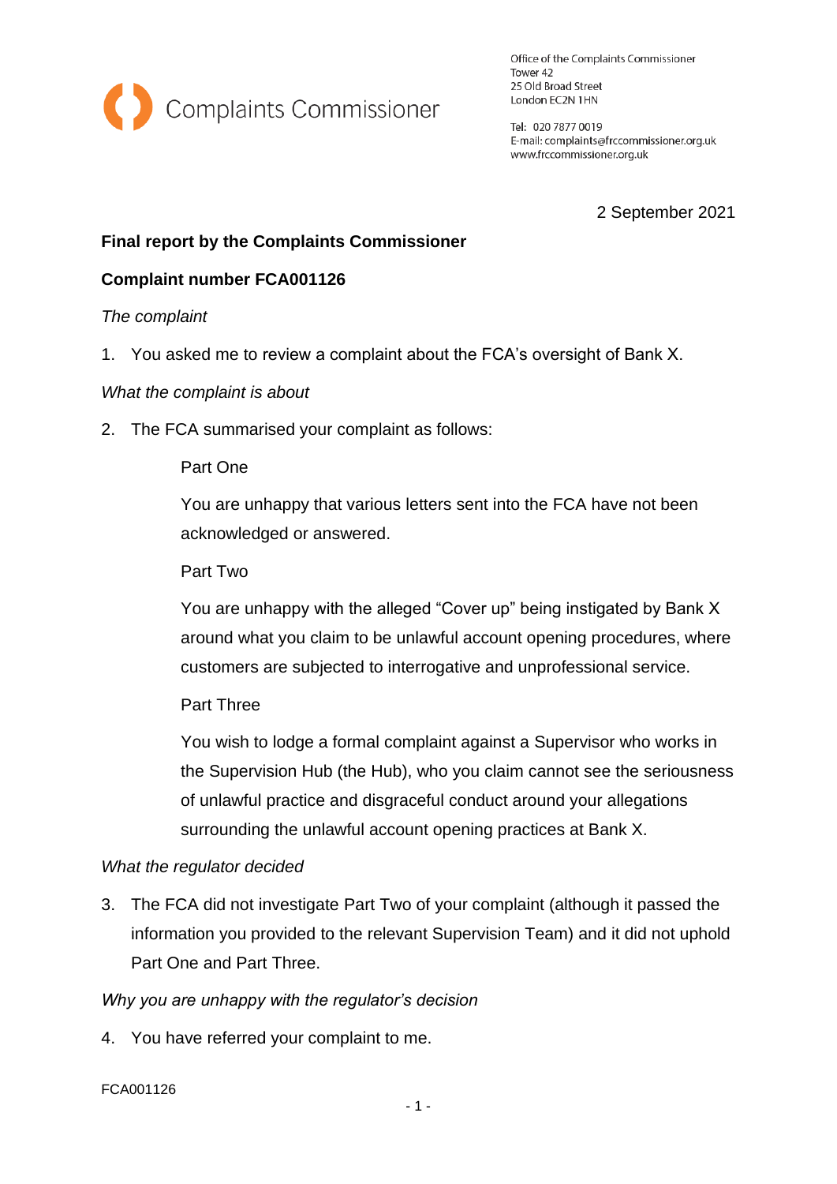Complaints Commissioner

Office of the Complaints Commissioner
Tower 42
25 Old Broad Street
London EC2N 1HN

Tel: 020 7877 0019
E-mail: complaints@frccommissioner.org.uk
www.frccommissioner.org.uk

2 September 2021

**Final report by the Complaints Commissioner**

**Complaint number FCA001126**

*The complaint*

1. You asked me to review a complaint about the FCA's oversight of Bank X.

*What the complaint is about*

2. The FCA summarised your complaint as follows:

   Part One

   You are unhappy that various letters sent into the FCA have not been acknowledged or answered.

   Part Two

   You are unhappy with the alleged "Cover up" being instigated by Bank X around what you claim to be unlawful account opening procedures, where customers are subjected to interrogative and unprofessional service.

   Part Three

   You wish to lodge a formal complaint against a Supervisor who works in the Supervision Hub (the Hub), who you claim cannot see the seriousness of unlawful practice and disgraceful conduct around your allegations surrounding the unlawful account opening practices at Bank X.

*What the regulator decided*

3. The FCA did not investigate Part Two of your complaint (although it passed the information you provided to the relevant Supervision Team) and it did not uphold Part One and Part Three.

*Why you are unhappy with the regulator's decision*

4. You have referred your complaint to me.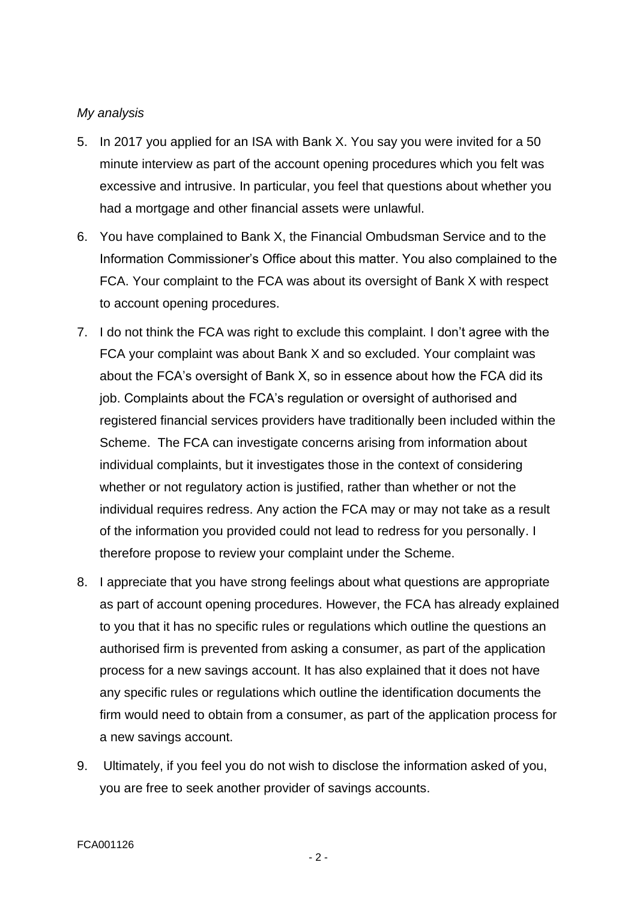*My analysis*

5. In 2017 you applied for an ISA with Bank X. You say you were invited for a 50 minute interview as part of the account opening procedures which you felt was excessive and intrusive. In particular, you feel that questions about whether you had a mortgage and other financial assets were unlawful.

6. You have complained to Bank X, the Financial Ombudsman Service and to the Information Commissioner's Office about this matter. You also complained to the FCA. Your complaint to the FCA was about its oversight of Bank X with respect to account opening procedures.

7. I do not think the FCA was right to exclude this complaint. I don't agree with the FCA your complaint was about Bank X and so excluded. Your complaint was about the FCA's oversight of Bank X, so in essence about how the FCA did its job. Complaints about the FCA's regulation or oversight of authorised and registered financial services providers have traditionally been included within the Scheme. The FCA can investigate concerns arising from information about individual complaints, but it investigates those in the context of considering whether or not regulatory action is justified, rather than whether or not the individual requires redress. Any action the FCA may or may not take as a result of the information you provided could not lead to redress for you personally. I therefore propose to review your complaint under the Scheme.

8. I appreciate that you have strong feelings about what questions are appropriate as part of account opening procedures. However, the FCA has already explained to you that it has no specific rules or regulations which outline the questions an authorised firm is prevented from asking a consumer, as part of the application process for a new savings account. It has also explained that it does not have any specific rules or regulations which outline the identification documents the firm would need to obtain from a consumer, as part of the application process for a new savings account.

9. Ultimately, if you feel you do not wish to disclose the information asked of you, you are free to seek another provider of savings accounts.

FCA001126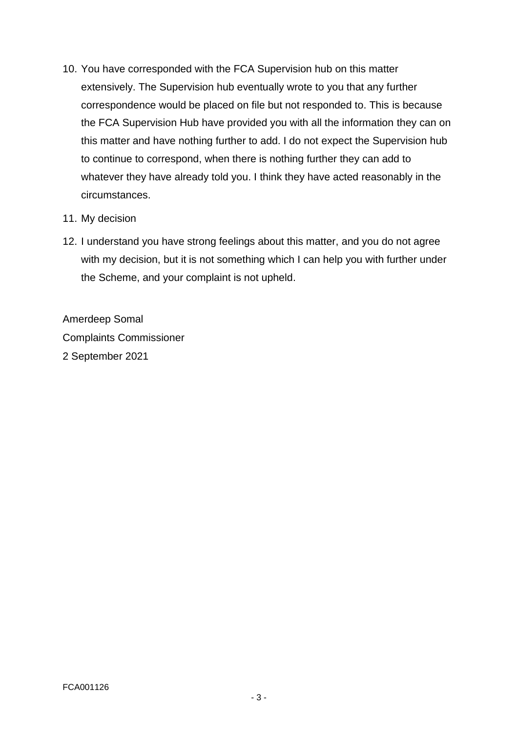10. You have corresponded with the FCA Supervision hub on this matter extensively. The Supervision hub eventually wrote to you that any further correspondence would be placed on file but not responded to. This is because the FCA Supervision Hub have provided you with all the information they can on this matter and have nothing further to add. I do not expect the Supervision hub to continue to correspond, when there is nothing further they can add to whatever they have already told you. I think they have acted reasonably in the circumstances.

11. My decision

12. I understand you have strong feelings about this matter, and you do not agree with my decision, but it is not something which I can help you with further under the Scheme, and your complaint is not upheld.

Amerdeep Somal
Complaints Commissioner
2 September 2021

FCA001126